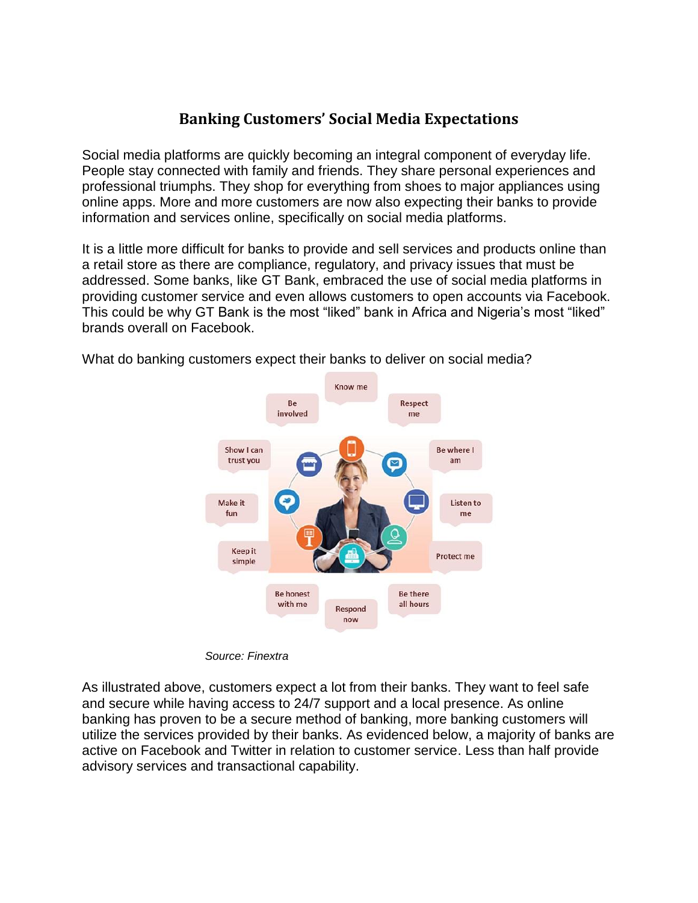# Banking Customers' Social Media Expectations

Social media platforms are quickly becoming an integral component of everyday life. People stay connected with family and friends. They share personal experiences and professional triumphs. They shop for everything from shoes to major appliances using online apps. More and more customers are now also expecting their banks to provide information and services online, specifically on social media platforms.

It is a little more difficult for banks to provide and sell services and products online than a retail store as there are compliance, regulatory, and privacy issues that must be addressed. Some banks, like GT Bank, embraced the use of social media platforms in providing customer service and even allows customers to open accounts via Facebook. This could be why GT Bank is the most "liked" bank in Africa and Nigeria's most "liked" brands overall on Facebook.

What do banking customers expect their banks to deliver on social media?

Know me

Respect me

Be where I am

Listen to me

Protect me

Be there all hours

Respond now

Be honest with me

Keep it simple

Make it fun

Show I can trust you

Be involved

*Source: Finextra*

As illustrated above, customers expect a lot from their banks. They want to feel safe and secure while having access to 24/7 support and a local presence. As online banking has proven to be a secure method of banking, more banking customers will utilize the services provided by their banks. As evidenced below, a majority of banks are active on Facebook and Twitter in relation to customer service. Less than half provide advisory services and transactional capability.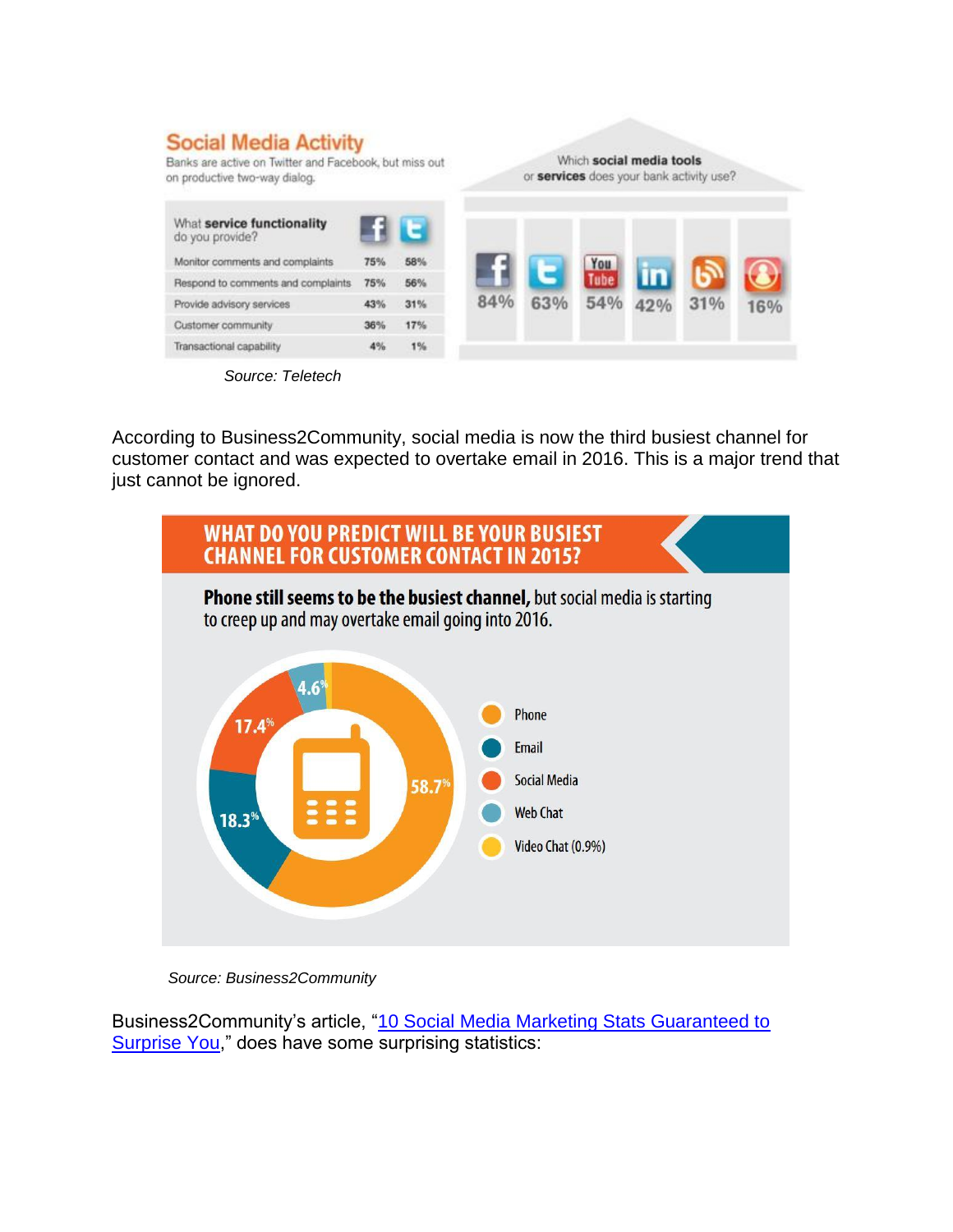## Social Media Activity

Banks are active on Twitter and Facebook, but miss out on productive two-way dialog.

| What **service functionality** do you provide? | Facebook | Twitter |
|---|---|---|
| Monitor comments and complaints | 75% | 58% |
| Respond to comments and complaints | 75% | 56% |
| Provide advisory services | 43% | 31% |
| Customer community | 36% | 17% |
| Transactional capability | 4% | 1% |

Which **social media tools** or **services** does your bank activity use?

| Facebook | Twitter | YouTube | LinkedIn | Blog | Other |
|---|---|---|---|---|---|
| 84% | 63% | 54% | 42% | 31% | 16% |

*Source: Teletech*

According to Business2Community, social media is now the third busiest channel for customer contact and was expected to overtake email in 2016. This is a major trend that just cannot be ignored.

## WHAT DO YOU PREDICT WILL BE YOUR BUSIEST CHANNEL FOR CUSTOMER CONTACT IN 2015?

**Phone still seems to be the busiest channel,** but social media is starting to creep up and may overtake email going into 2016.

| Channel | % |
|---|---|
| Phone | 58.7% |
| Email | 18.3% |
| Social Media | 17.4% |
| Web Chat | 4.6% |
| Video Chat | 0.9% |

*Source: Business2Community*

Business2Community's article, "[10 Social Media Marketing Stats Guaranteed to Surprise You](#)," does have some surprising statistics: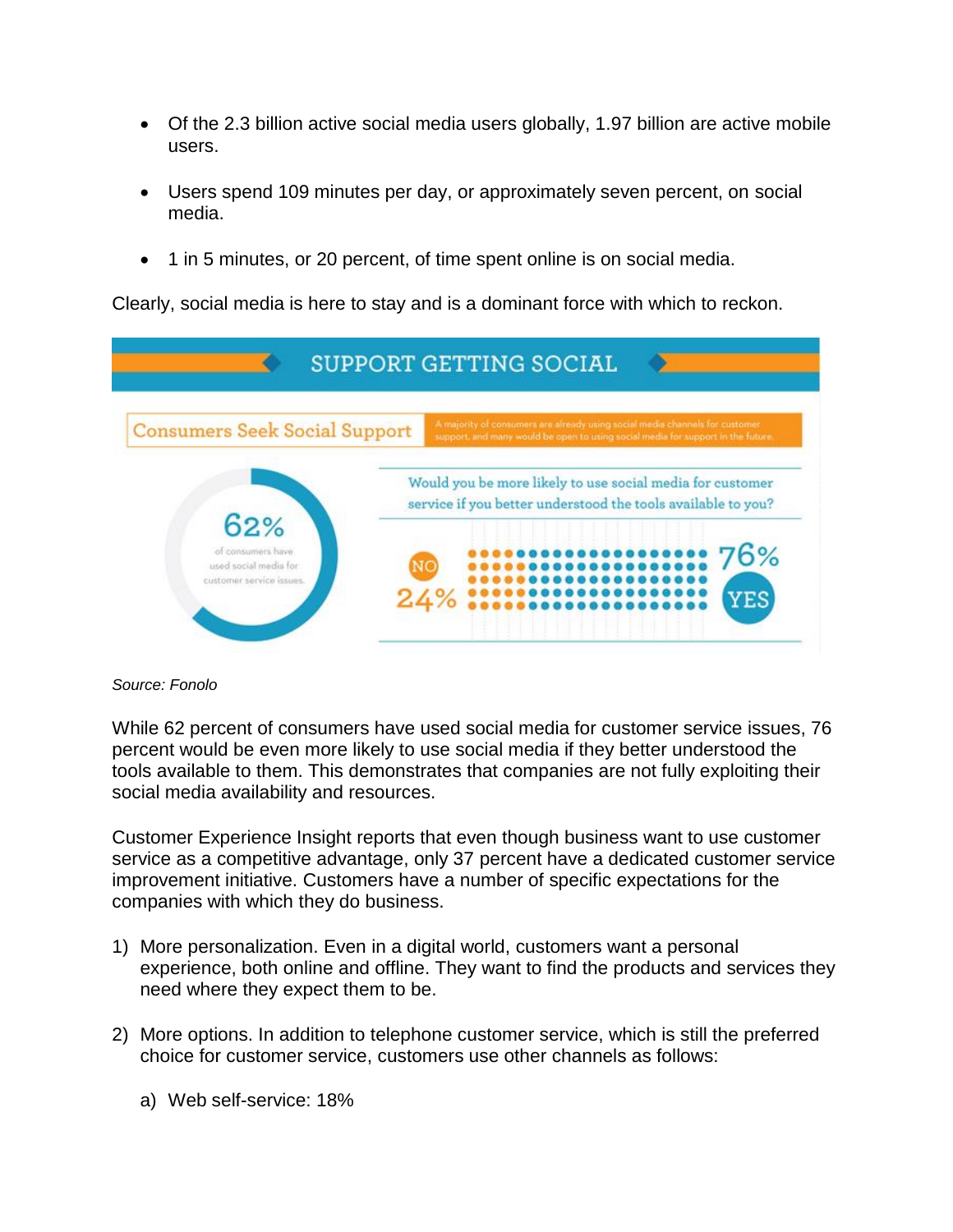- Of the 2.3 billion active social media users globally, 1.97 billion are active mobile users.
- Users spend 109 minutes per day, or approximately seven percent, on social media.
- 1 in 5 minutes, or 20 percent, of time spent online is on social media.

Clearly, social media is here to stay and is a dominant force with which to reckon.

SUPPORT GETTING SOCIAL

Consumers Seek Social Support

A majority of consumers are already using social media channels for customer support, and many would be open to using social media for support in the future.

62% of consumers have used social media for customer service issues.

Would you be more likely to use social media for customer service if you better understood the tools available to you?

NO 24%

76% YES

*Source: Fonolo*

While 62 percent of consumers have used social media for customer service issues, 76 percent would be even more likely to use social media if they better understood the tools available to them. This demonstrates that companies are not fully exploiting their social media availability and resources.

Customer Experience Insight reports that even though business want to use customer service as a competitive advantage, only 37 percent have a dedicated customer service improvement initiative. Customers have a number of specific expectations for the companies with which they do business.

1) More personalization. Even in a digital world, customers want a personal experience, both online and offline. They want to find the products and services they need where they expect them to be.

2) More options. In addition to telephone customer service, which is still the preferred choice for customer service, customers use other channels as follows:

   a) Web self-service: 18%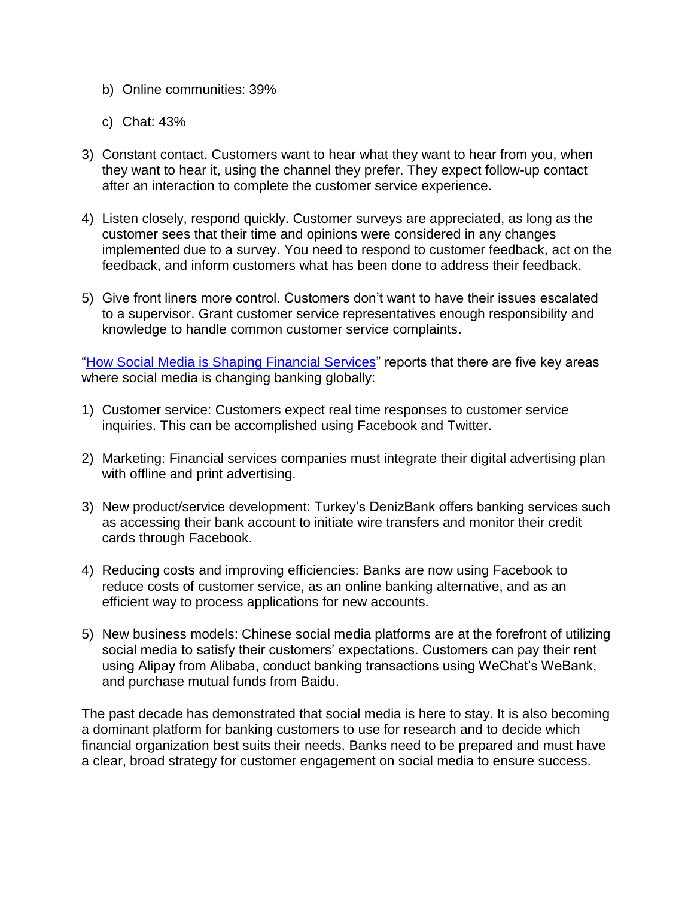b) Online communities: 39%

   c) Chat: 43%

3) Constant contact. Customers want to hear what they want to hear from you, when they want to hear it, using the channel they prefer. They expect follow-up contact after an interaction to complete the customer service experience.

4) Listen closely, respond quickly. Customer surveys are appreciated, as long as the customer sees that their time and opinions were considered in any changes implemented due to a survey. You need to respond to customer feedback, act on the feedback, and inform customers what has been done to address their feedback.

5) Give front liners more control. Customers don't want to have their issues escalated to a supervisor. Grant customer service representatives enough responsibility and knowledge to handle common customer service complaints.

"How Social Media is Shaping Financial Services" reports that there are five key areas where social media is changing banking globally:

1) Customer service: Customers expect real time responses to customer service inquiries. This can be accomplished using Facebook and Twitter.

2) Marketing: Financial services companies must integrate their digital advertising plan with offline and print advertising.

3) New product/service development: Turkey's DenizBank offers banking services such as accessing their bank account to initiate wire transfers and monitor their credit cards through Facebook.

4) Reducing costs and improving efficiencies: Banks are now using Facebook to reduce costs of customer service, as an online banking alternative, and as an efficient way to process applications for new accounts.

5) New business models: Chinese social media platforms are at the forefront of utilizing social media to satisfy their customers' expectations. Customers can pay their rent using Alipay from Alibaba, conduct banking transactions using WeChat's WeBank, and purchase mutual funds from Baidu.

The past decade has demonstrated that social media is here to stay. It is also becoming a dominant platform for banking customers to use for research and to decide which financial organization best suits their needs. Banks need to be prepared and must have a clear, broad strategy for customer engagement on social media to ensure success.